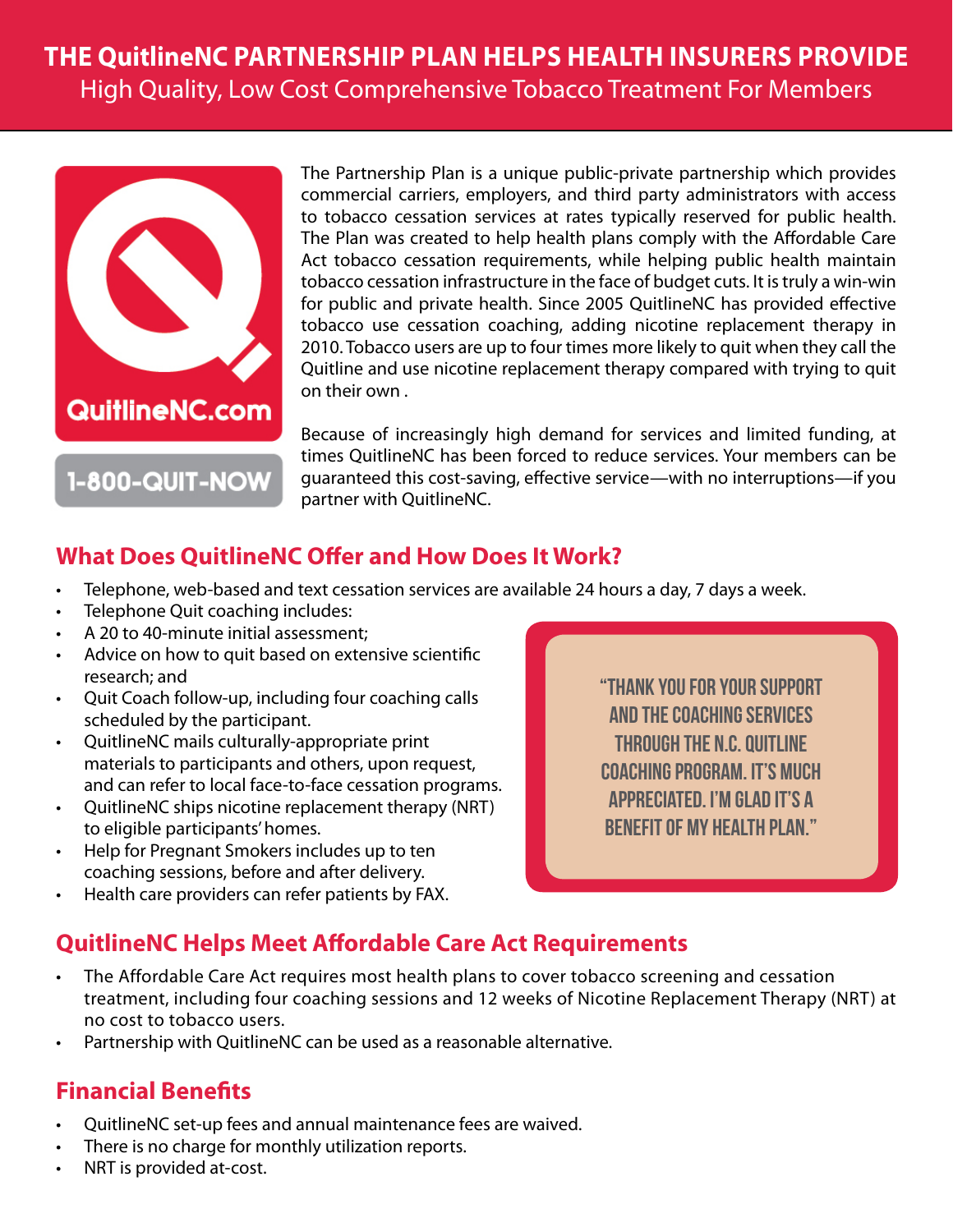# THE QuitlineNC PARTNERSHIP PLAN HELPS HEALTH INSURERS PROVIDE

High Quality, Low Cost Comprehensive Tobacco Treatment For Members

QuitlineNC.com

1-800-QUIT-NOW

The Partnership Plan is a unique public-private partnership which provides commercial carriers, employers, and third party administrators with access to tobacco cessation services at rates typically reserved for public health. The Plan was created to help health plans comply with the Affordable Care Act tobacco cessation requirements, while helping public health maintain tobacco cessation infrastructure in the face of budget cuts. It is truly a win-win for public and private health. Since 2005 QuitlineNC has provided effective tobacco use cessation coaching, adding nicotine replacement therapy in 2010. Tobacco users are up to four times more likely to quit when they call the Quitline and use nicotine replacement therapy compared with trying to quit on their own .

Because of increasingly high demand for services and limited funding, at times QuitlineNC has been forced to reduce services. Your members can be guaranteed this cost-saving, effective service—with no interruptions—if you partner with QuitlineNC.

## What Does QuitlineNC Offer and How Does It Work?

- Telephone, web-based and text cessation services are available 24 hours a day, 7 days a week.
- Telephone Quit coaching includes:
- A 20 to 40-minute initial assessment;
- Advice on how to quit based on extensive scientific research; and
- Quit Coach follow-up, including four coaching calls scheduled by the participant.
- QuitlineNC mails culturally-appropriate print materials to participants and others, upon request, and can refer to local face-to-face cessation programs.
- QuitlineNC ships nicotine replacement therapy (NRT) to eligible participants' homes.
- Help for Pregnant Smokers includes up to ten coaching sessions, before and after delivery.
- Health care providers can refer patients by FAX.

> "THANK YOU FOR YOUR SUPPORT AND THE COACHING SERVICES THROUGH THE N.C. QUITLINE COACHING PROGRAM. IT'S MUCH APPRECIATED. I'M GLAD IT'S A BENEFIT OF MY HEALTH PLAN."

## QuitlineNC Helps Meet Affordable Care Act Requirements

- The Affordable Care Act requires most health plans to cover tobacco screening and cessation treatment, including four coaching sessions and 12 weeks of Nicotine Replacement Therapy (NRT) at no cost to tobacco users.
- Partnership with QuitlineNC can be used as a reasonable alternative.

## Financial Benefits

- QuitlineNC set-up fees and annual maintenance fees are waived.
- There is no charge for monthly utilization reports.
- NRT is provided at-cost.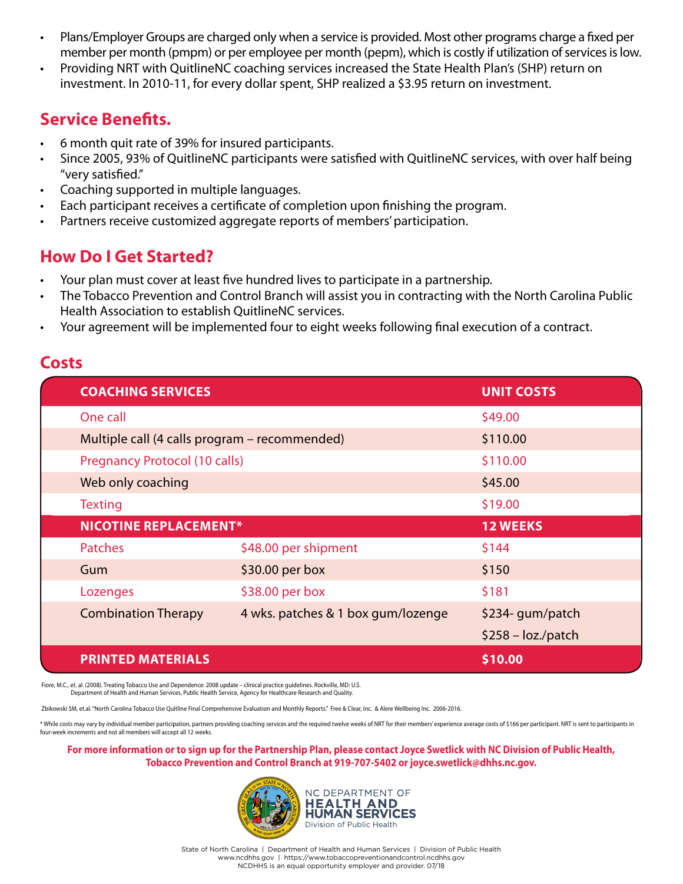- Plans/Employer Groups are charged only when a service is provided. Most other programs charge a fixed per member per month (pmpm) or per employee per month (pepm), which is costly if utilization of services is low.
- Providing NRT with QuitlineNC coaching services increased the State Health Plan's (SHP) return on investment. In 2010-11, for every dollar spent, SHP realized a $3.95 return on investment.

## Service Benefits.

- 6 month quit rate of 39% for insured participants.
- Since 2005, 93% of QuitlineNC participants were satisfied with QuitlineNC services, with over half being "very satisfied."
- Coaching supported in multiple languages.
- Each participant receives a certificate of completion upon finishing the program.
- Partners receive customized aggregate reports of members' participation.

## How Do I Get Started?

- Your plan must cover at least five hundred lives to participate in a partnership.
- The Tobacco Prevention and Control Branch will assist you in contracting with the North Carolina Public Health Association to establish QuitlineNC services.
- Your agreement will be implemented four to eight weeks following final execution of a contract.

## Costs

| COACHING SERVICES | | UNIT COSTS |
|---|---|---|
| One call | | $49.00 |
| Multiple call (4 calls program – recommended) | | $110.00 |
| Pregnancy Protocol (10 calls) | | $110.00 |
| Web only coaching | | $45.00 |
| Texting | | $19.00 |
| **NICOTINE REPLACEMENT*** | | **12 WEEKS** |
| Patches | $48.00 per shipment | $144 |
| Gum | $30.00 per box | $150 |
| Lozenges | $38.00 per box | $181 |
| Combination Therapy | 4 wks. patches & 1 box gum/lozenge | $234- gum/patch<br>$258 – loz./patch |
| **PRINTED MATERIALS** | | **$10.00** |

Fiore, M.C., et. al. (2008). Treating Tobacco Use and Dependence: 2008 update – clinical practice guidelines. Rockville, MD: U.S. Department of Health and Human Services, Public Health Service, Agency for Healthcare Research and Quality.

Zbikowski SM, et.al. "North Carolina Tobacco Use Quitline Final Comprehensive Evaluation and Monthly Reports." Free & Clear, Inc. & Alere Wellbeing Inc. 2006-2016.

* While costs may vary by individual member participation, partners providing coaching services and the required twelve weeks of NRT for their members' experience average costs of $166 per participant. NRT is sent to participants in four-week increments and not all members will accept all 12 weeks.

**For more information or to sign up for the Partnership Plan, please contact Joyce Swetlick with NC Division of Public Health, Tobacco Prevention and Control Branch at 919-707-5402 or joyce.swetlick@dhhs.nc.gov.**

NC DEPARTMENT OF HEALTH AND HUMAN SERVICES
Division of Public Health

State of North Carolina | Department of Health and Human Services | Division of Public Health
www.ncdhhs.gov | https://www.tobaccopreventionandcontrol.ncdhhs.gov
NCDHHS is an equal opportunity employer and provider. 07/18